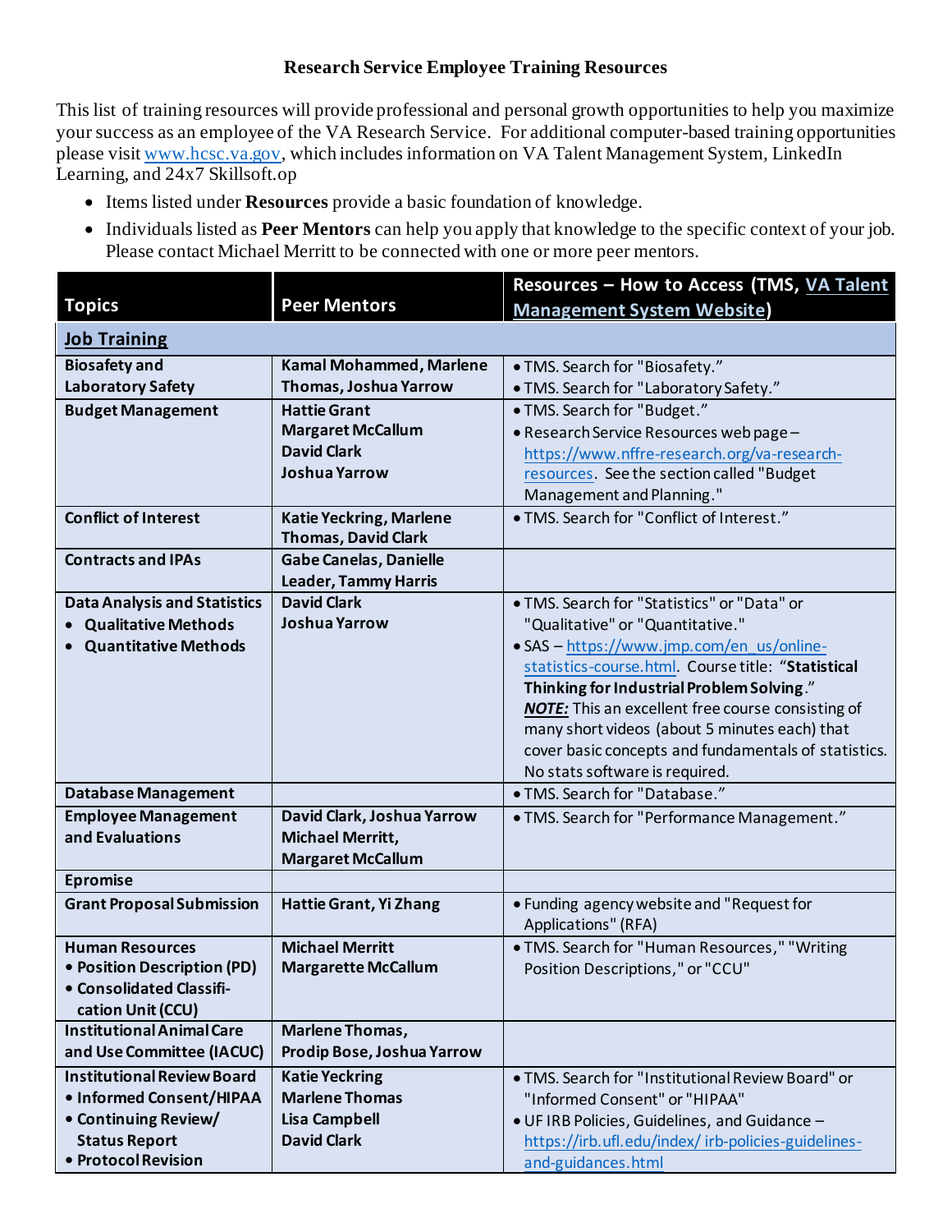# Research Service Employee Training Resources

This list of training resources will provide professional and personal growth opportunities to help you maximize your success as an employee of the VA Research Service. For additional computer-based training opportunities please visit [www.hcsc.va.gov](www.hcsc.va.gov), which includes information on VA Talent Management System, LinkedIn Learning, and 24x7 Skillsoft.op

- Items listed under **Resources** provide a basic foundation of knowledge.
- Individuals listed as **Peer Mentors** can help you apply that knowledge to the specific context of your job. Please contact Michael Merritt to be connected with one or more peer mentors.

| Topics | Peer Mentors | Resources – How to Access (TMS, VA Talent Management System Website) |
|---|---|---|
| **Job Training** | | |
| **Biosafety and Laboratory Safety** | **Kamal Mohammed, Marlene Thomas, Joshua Yarrow** | • TMS. Search for "Biosafety."<br>• TMS. Search for "Laboratory Safety." |
| **Budget Management** | **Hattie Grant**<br>**Margaret McCallum**<br>**David Clark**<br>**Joshua Yarrow** | • TMS. Search for "Budget."<br>• Research Service Resources web page – https://www.nffre-research.org/va-research-resources. See the section called "Budget Management and Planning." |
| **Conflict of Interest** | **Katie Yeckring, Marlene Thomas, David Clark** | • TMS. Search for "Conflict of Interest." |
| **Contracts and IPAs** | **Gabe Canelas, Danielle Leader, Tammy Harris** | |
| **Data Analysis and Statistics**<br>• **Qualitative Methods**<br>• **Quantitative Methods** | **David Clark**<br>**Joshua Yarrow** | • TMS. Search for "Statistics" or "Data" or "Qualitative" or "Quantitative."<br>• SAS – https://www.jmp.com/en_us/online-statistics-course.html. Course title: "**Statistical Thinking for Industrial Problem Solving**." ***NOTE:*** This an excellent free course consisting of many short videos (about 5 minutes each) that cover basic concepts and fundamentals of statistics. No stats software is required. |
| **Database Management** | | • TMS. Search for "Database." |
| **Employee Management and Evaluations** | **David Clark, Joshua Yarrow**<br>**Michael Merritt,**<br>**Margaret McCallum** | • TMS. Search for "Performance Management." |
| **Epromise** | | |
| **Grant Proposal Submission** | **Hattie Grant, Yi Zhang** | • Funding agency website and "Request for Applications" (RFA) |
| **Human Resources**<br>• **Position Description (PD)**<br>• **Consolidated Classification Unit (CCU)** | **Michael Merritt**<br>**Margarette McCallum** | • TMS. Search for "Human Resources," "Writing Position Descriptions," or "CCU" |
| **Institutional Animal Care and Use Committee (IACUC)** | **Marlene Thomas,**<br>**Prodip Bose, Joshua Yarrow** | |
| **Institutional Review Board**<br>• **Informed Consent/HIPAA**<br>• **Continuing Review/ Status Report**<br>• **Protocol Revision** | **Katie Yeckring**<br>**Marlene Thomas**<br>**Lisa Campbell**<br>**David Clark** | • TMS. Search for "Institutional Review Board" or "Informed Consent" or "HIPAA"<br>• UF IRB Policies, Guidelines, and Guidance – https://irb.ufl.edu/index/ irb-policies-guidelines-and-guidances.html |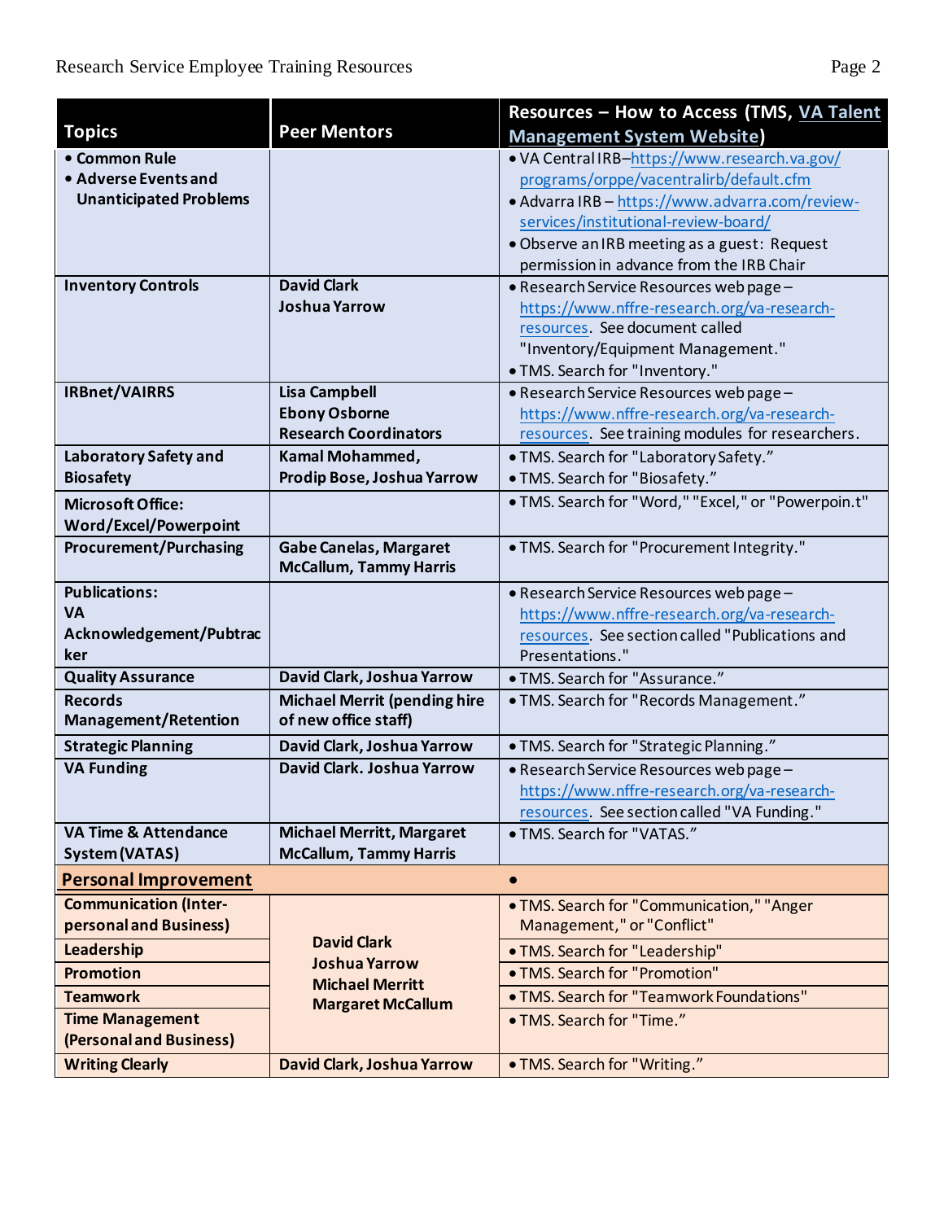| Topics | Peer Mentors | Resources – How to Access (TMS, [VA Talent Management System Website]) |
|---|---|---|
| • Common Rule<br>• Adverse Events and Unanticipated Problems | | • VA Central IRB–https://www.research.va.gov/programs/orppe/vacentralirb/default.cfm<br>• Advarra IRB – https://www.advarra.com/review-services/institutional-review-board/<br>• Observe an IRB meeting as a guest: Request permission in advance from the IRB Chair |
| **Inventory Controls** | **David Clark**<br>**Joshua Yarrow** | • Research Service Resources web page – https://www.nffre-research.org/va-research-resources. See document called "Inventory/Equipment Management."<br>• TMS. Search for "Inventory." |
| **IRBnet/VAIRRS** | **Lisa Campbell**<br>**Ebony Osborne**<br>**Research Coordinators** | • Research Service Resources web page – https://www.nffre-research.org/va-research-resources. See training modules for researchers. |
| **Laboratory Safety and Biosafety** | **Kamal Mohammed, Prodip Bose, Joshua Yarrow** | • TMS. Search for "Laboratory Safety."<br>• TMS. Search for "Biosafety." |
| **Microsoft Office: Word/Excel/Powerpoint** | | • TMS. Search for "Word," "Excel," or "Powerpoin.t" |
| **Procurement/Purchasing** | **Gabe Canelas, Margaret McCallum, Tammy Harris** | • TMS. Search for "Procurement Integrity." |
| **Publications: VA Acknowledgement/Pubtracker** | | • Research Service Resources web page – https://www.nffre-research.org/va-research-resources. See section called "Publications and Presentations." |
| **Quality Assurance** | **David Clark, Joshua Yarrow** | • TMS. Search for "Assurance." |
| **Records Management/Retention** | **Michael Merrit (pending hire of new office staff)** | • TMS. Search for "Records Management." |
| **Strategic Planning** | **David Clark, Joshua Yarrow** | • TMS. Search for "Strategic Planning." |
| **VA Funding** | **David Clark. Joshua Yarrow** | • Research Service Resources web page – https://www.nffre-research.org/va-research-resources. See section called "VA Funding." |
| **VA Time & Attendance System (VATAS)** | **Michael Merritt, Margaret McCallum, Tammy Harris** | • TMS. Search for "VATAS." |
| **Personal Improvement** | | • |
| **Communication (Inter-personal and Business)** | **David Clark**<br>**Joshua Yarrow**<br>**Michael Merritt**<br>**Margaret McCallum** | • TMS. Search for "Communication," "Anger Management," or "Conflict" |
| **Leadership** | | • TMS. Search for "Leadership" |
| **Promotion** | | • TMS. Search for "Promotion" |
| **Teamwork** | | • TMS. Search for "Teamwork Foundations" |
| **Time Management (Personal and Business)** | | • TMS. Search for "Time." |
| **Writing Clearly** | **David Clark, Joshua Yarrow** | • TMS. Search for "Writing." |